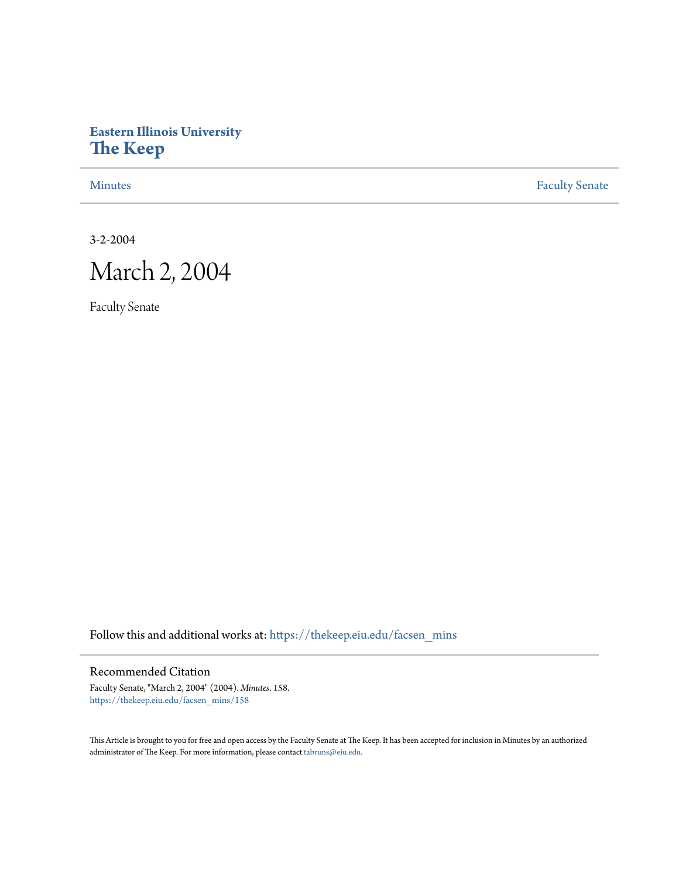**Eastern Illinois University**
**The Keep**

Minutes | Faculty Senate

3-2-2004

# March 2, 2004

Faculty Senate

Follow this and additional works at: https://thekeep.eiu.edu/facsen_mins

## Recommended Citation

Faculty Senate, "March 2, 2004" (2004). *Minutes*. 158.
https://thekeep.eiu.edu/facsen_mins/158

This Article is brought to you for free and open access by the Faculty Senate at The Keep. It has been accepted for inclusion in Minutes by an authorized administrator of The Keep. For more information, please contact tabruns@eiu.edu.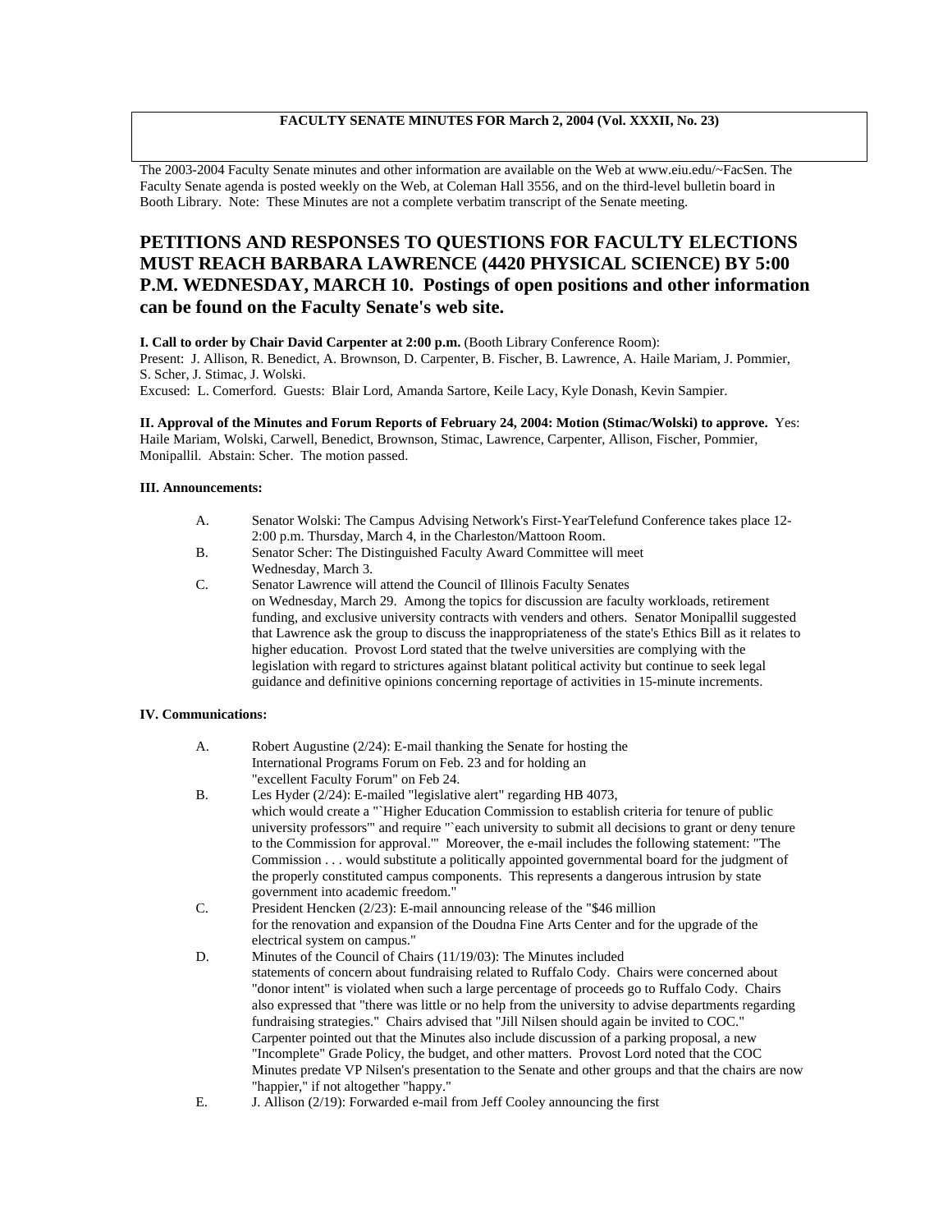**FACULTY SENATE MINUTES FOR March 2, 2004 (Vol. XXXII, No. 23)**

The 2003-2004 Faculty Senate minutes and other information are available on the Web at www.eiu.edu/~FacSen. The Faculty Senate agenda is posted weekly on the Web, at Coleman Hall 3556, and on the third-level bulletin board in Booth Library. Note: These Minutes are not a complete verbatim transcript of the Senate meeting.

## PETITIONS AND RESPONSES TO QUESTIONS FOR FACULTY ELECTIONS MUST REACH BARBARA LAWRENCE (4420 PHYSICAL SCIENCE) BY 5:00 P.M. WEDNESDAY, MARCH 10. Postings of open positions and other information can be found on the Faculty Senate's web site.

**I. Call to order by Chair David Carpenter at 2:00 p.m.** (Booth Library Conference Room):
Present: J. Allison, R. Benedict, A. Brownson, D. Carpenter, B. Fischer, B. Lawrence, A. Haile Mariam, J. Pommier, S. Scher, J. Stimac, J. Wolski.
Excused: L. Comerford. Guests: Blair Lord, Amanda Sartore, Keile Lacy, Kyle Donash, Kevin Sampier.

**II. Approval of the Minutes and Forum Reports of February 24, 2004: Motion (Stimac/Wolski) to approve.** Yes: Haile Mariam, Wolski, Carwell, Benedict, Brownson, Stimac, Lawrence, Carpenter, Allison, Fischer, Pommier, Monipallil. Abstain: Scher. The motion passed.

**III. Announcements:**

A. Senator Wolski: The Campus Advising Network's First-YearTelefund Conference takes place 12-2:00 p.m. Thursday, March 4, in the Charleston/Mattoon Room.

B. Senator Scher: The Distinguished Faculty Award Committee will meet Wednesday, March 3.

C. Senator Lawrence will attend the Council of Illinois Faculty Senates on Wednesday, March 29. Among the topics for discussion are faculty workloads, retirement funding, and exclusive university contracts with venders and others. Senator Monipallil suggested that Lawrence ask the group to discuss the inappropriateness of the state's Ethics Bill as it relates to higher education. Provost Lord stated that the twelve universities are complying with the legislation with regard to strictures against blatant political activity but continue to seek legal guidance and definitive opinions concerning reportage of activities in 15-minute increments.

**IV. Communications:**

A. Robert Augustine (2/24): E-mail thanking the Senate for hosting the International Programs Forum on Feb. 23 and for holding an "excellent Faculty Forum" on Feb 24.

B. Les Hyder (2/24): E-mailed "legislative alert" regarding HB 4073, which would create a "`Higher Education Commission to establish criteria for tenure of public university professors'" and require "`each university to submit all decisions to grant or deny tenure to the Commission for approval.'" Moreover, the e-mail includes the following statement: "The Commission . . . would substitute a politically appointed governmental board for the judgment of the properly constituted campus components. This represents a dangerous intrusion by state government into academic freedom."

C. President Hencken (2/23): E-mail announcing release of the "$46 million for the renovation and expansion of the Doudna Fine Arts Center and for the upgrade of the electrical system on campus."

D. Minutes of the Council of Chairs (11/19/03): The Minutes included statements of concern about fundraising related to Ruffalo Cody. Chairs were concerned about "donor intent" is violated when such a large percentage of proceeds go to Ruffalo Cody. Chairs also expressed that "there was little or no help from the university to advise departments regarding fundraising strategies." Chairs advised that "Jill Nilsen should again be invited to COC." Carpenter pointed out that the Minutes also include discussion of a parking proposal, a new "Incomplete" Grade Policy, the budget, and other matters. Provost Lord noted that the COC Minutes predate VP Nilsen's presentation to the Senate and other groups and that the chairs are now "happier," if not altogether "happy."

E. J. Allison (2/19): Forwarded e-mail from Jeff Cooley announcing the first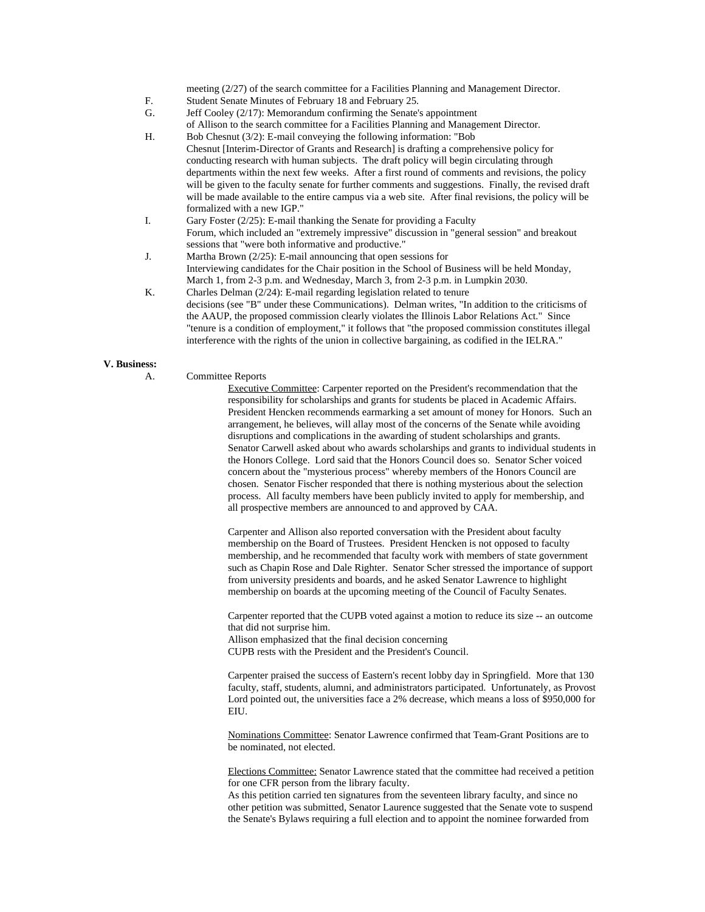meeting (2/27) of the search committee for a Facilities Planning and Management Director.

F. Student Senate Minutes of February 18 and February 25.

G. Jeff Cooley (2/17): Memorandum confirming the Senate's appointment of Allison to the search committee for a Facilities Planning and Management Director.

H. Bob Chesnut (3/2): E-mail conveying the following information: "Bob Chesnut [Interim-Director of Grants and Research] is drafting a comprehensive policy for conducting research with human subjects. The draft policy will begin circulating through departments within the next few weeks. After a first round of comments and revisions, the policy will be given to the faculty senate for further comments and suggestions. Finally, the revised draft will be made available to the entire campus via a web site. After final revisions, the policy will be formalized with a new IGP."

I. Gary Foster (2/25): E-mail thanking the Senate for providing a Faculty Forum, which included an "extremely impressive" discussion in "general session" and breakout sessions that "were both informative and productive."

J. Martha Brown (2/25): E-mail announcing that open sessions for Interviewing candidates for the Chair position in the School of Business will be held Monday, March 1, from 2-3 p.m. and Wednesday, March 3, from 2-3 p.m. in Lumpkin 2030.

K. Charles Delman (2/24): E-mail regarding legislation related to tenure decisions (see "B" under these Communications). Delman writes, "In addition to the criticisms of the AAUP, the proposed commission clearly violates the Illinois Labor Relations Act." Since "tenure is a condition of employment," it follows that "the proposed commission constitutes illegal interference with the rights of the union in collective bargaining, as codified in the IELRA."

**V. Business:**

A. Committee Reports

<u>Executive Committee</u>: Carpenter reported on the President's recommendation that the responsibility for scholarships and grants for students be placed in Academic Affairs. President Hencken recommends earmarking a set amount of money for Honors. Such an arrangement, he believes, will allay most of the concerns of the Senate while avoiding disruptions and complications in the awarding of student scholarships and grants. Senator Carwell asked about who awards scholarships and grants to individual students in the Honors College. Lord said that the Honors Council does so. Senator Scher voiced concern about the "mysterious process" whereby members of the Honors Council are chosen. Senator Fischer responded that there is nothing mysterious about the selection process. All faculty members have been publicly invited to apply for membership, and all prospective members are announced to and approved by CAA.

Carpenter and Allison also reported conversation with the President about faculty membership on the Board of Trustees. President Hencken is not opposed to faculty membership, and he recommended that faculty work with members of state government such as Chapin Rose and Dale Righter. Senator Scher stressed the importance of support from university presidents and boards, and he asked Senator Lawrence to highlight membership on boards at the upcoming meeting of the Council of Faculty Senates.

Carpenter reported that the CUPB voted against a motion to reduce its size -- an outcome that did not surprise him.
Allison emphasized that the final decision concerning CUPB rests with the President and the President's Council.

Carpenter praised the success of Eastern's recent lobby day in Springfield. More that 130 faculty, staff, students, alumni, and administrators participated. Unfortunately, as Provost Lord pointed out, the universities face a 2% decrease, which means a loss of $950,000 for EIU.

<u>Nominations Committee</u>: Senator Lawrence confirmed that Team-Grant Positions are to be nominated, not elected.

<u>Elections Committee:</u> Senator Lawrence stated that the committee had received a petition for one CFR person from the library faculty.
As this petition carried ten signatures from the seventeen library faculty, and since no other petition was submitted, Senator Laurence suggested that the Senate vote to suspend the Senate's Bylaws requiring a full election and to appoint the nominee forwarded from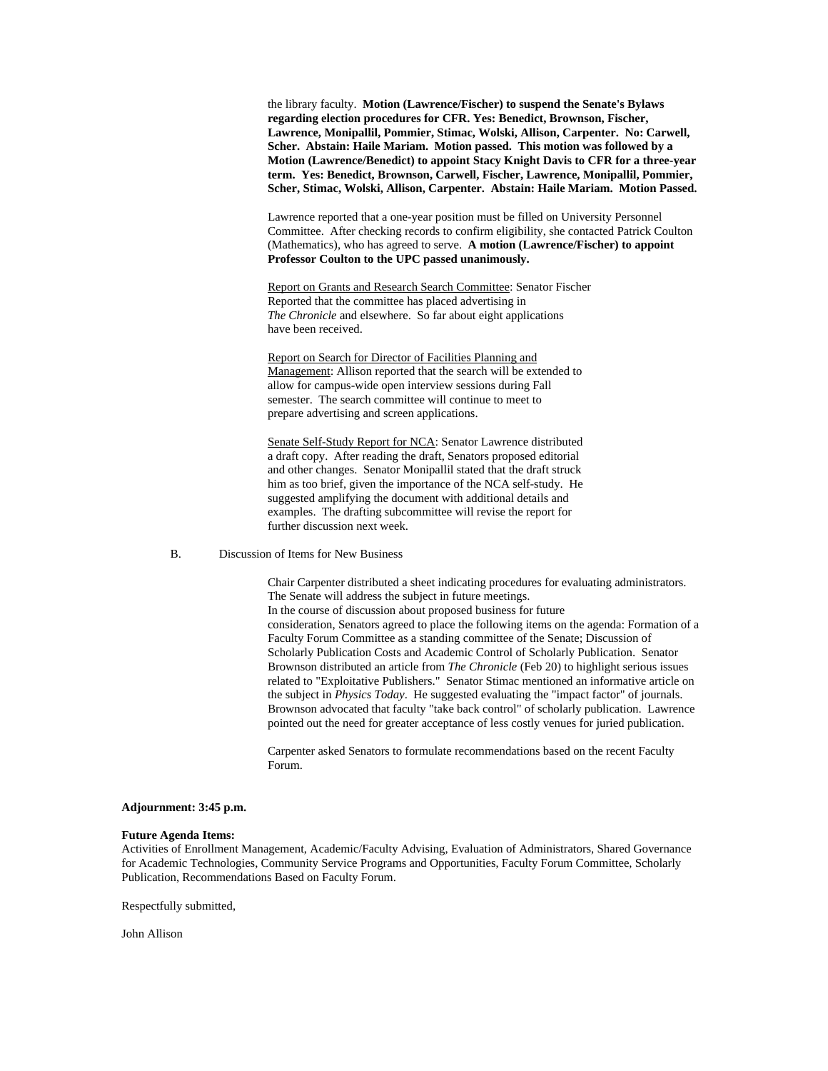the library faculty. **Motion (Lawrence/Fischer) to suspend the Senate's Bylaws regarding election procedures for CFR. Yes: Benedict, Brownson, Fischer, Lawrence, Monipallil, Pommier, Stimac, Wolski, Allison, Carpenter. No: Carwell, Scher. Abstain: Haile Mariam. Motion passed. This motion was followed by a Motion (Lawrence/Benedict) to appoint Stacy Knight Davis to CFR for a three-year term. Yes: Benedict, Brownson, Carwell, Fischer, Lawrence, Monipallil, Pommier, Scher, Stimac, Wolski, Allison, Carpenter. Abstain: Haile Mariam. Motion Passed.**

Lawrence reported that a one-year position must be filled on University Personnel Committee. After checking records to confirm eligibility, she contacted Patrick Coulton (Mathematics), who has agreed to serve. **A motion (Lawrence/Fischer) to appoint Professor Coulton to the UPC passed unanimously.**

Report on Grants and Research Search Committee: Senator Fischer Reported that the committee has placed advertising in *The Chronicle* and elsewhere. So far about eight applications have been received.

Report on Search for Director of Facilities Planning and Management: Allison reported that the search will be extended to allow for campus-wide open interview sessions during Fall semester. The search committee will continue to meet to prepare advertising and screen applications.

Senate Self-Study Report for NCA: Senator Lawrence distributed a draft copy. After reading the draft, Senators proposed editorial and other changes. Senator Monipallil stated that the draft struck him as too brief, given the importance of the NCA self-study. He suggested amplifying the document with additional details and examples. The drafting subcommittee will revise the report for further discussion next week.

B. Discussion of Items for New Business

Chair Carpenter distributed a sheet indicating procedures for evaluating administrators. The Senate will address the subject in future meetings.
In the course of discussion about proposed business for future consideration, Senators agreed to place the following items on the agenda: Formation of a Faculty Forum Committee as a standing committee of the Senate; Discussion of Scholarly Publication Costs and Academic Control of Scholarly Publication. Senator Brownson distributed an article from *The Chronicle* (Feb 20) to highlight serious issues related to "Exploitative Publishers." Senator Stimac mentioned an informative article on the subject in *Physics Today*. He suggested evaluating the "impact factor" of journals. Brownson advocated that faculty "take back control" of scholarly publication. Lawrence pointed out the need for greater acceptance of less costly venues for juried publication.

Carpenter asked Senators to formulate recommendations based on the recent Faculty Forum.

**Adjournment: 3:45 p.m.**

**Future Agenda Items:**
Activities of Enrollment Management, Academic/Faculty Advising, Evaluation of Administrators, Shared Governance for Academic Technologies, Community Service Programs and Opportunities, Faculty Forum Committee, Scholarly Publication, Recommendations Based on Faculty Forum.

Respectfully submitted,

John Allison